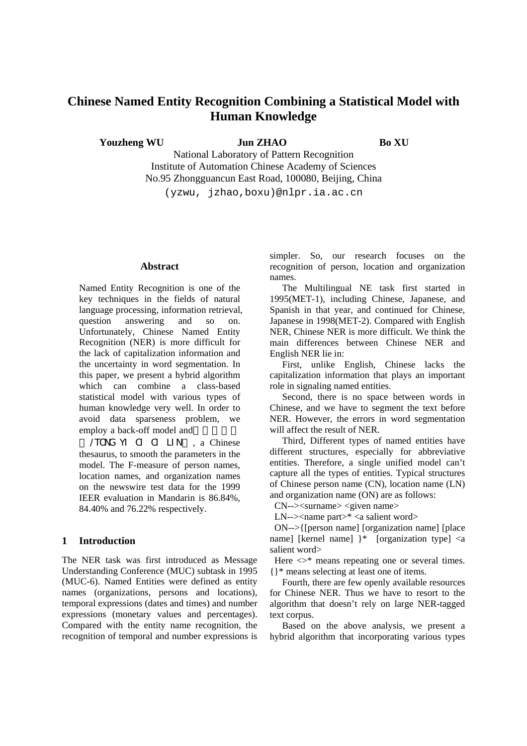# Chinese Named Entity Recognition Combining a Statistical Model with Human Knowledge

**Youzheng WU** **Jun ZHAO** **Bo XU**

National Laboratory of Pattern Recognition
Institute of Automation Chinese Academy of Sciences
No.95 Zhongguancun East Road, 100080, Beijing, China
(yzwu, jzhao,boxu)@nlpr.ia.ac.cn

## Abstract

Named Entity Recognition is one of the key techniques in the fields of natural language processing, information retrieval, question answering and so on. Unfortunately, Chinese Named Entity Recognition (NER) is more difficult for the lack of capitalization information and the uncertainty in word segmentation. In this paper, we present a hybrid algorithm which can combine a class-based statistical model with various types of human knowledge very well. In order to avoid data sparseness problem, we employ a back-off model and 《同义词词林》/TONG YI CI CI LIN, a Chinese thesaurus, to smooth the parameters in the model. The F-measure of person names, location names, and organization names on the newswire test data for the 1999 IEER evaluation in Mandarin is 86.84%, 84.40% and 76.22% respectively.

## 1 Introduction

The NER task was first introduced as Message Understanding Conference (MUC) subtask in 1995 (MUC-6). Named Entities were defined as entity names (organizations, persons and locations), temporal expressions (dates and times) and number expressions (monetary values and percentages). Compared with the entity name recognition, the recognition of temporal and number expressions is simpler. So, our research focuses on the recognition of person, location and organization names.

The Multilingual NE task first started in 1995(MET-1), including Chinese, Japanese, and Spanish in that year, and continued for Chinese, Japanese in 1998(MET-2). Compared with English NER, Chinese NER is more difficult. We think the main differences between Chinese NER and English NER lie in:

First, unlike English, Chinese lacks the capitalization information that plays an important role in signaling named entities.

Second, there is no space between words in Chinese, and we have to segment the text before NER. However, the errors in word segmentation will affect the result of NER.

Third, Different types of named entities have different structures, especially for abbreviative entities. Therefore, a single unified model can't capture all the types of entities. Typical structures of Chinese person name (CN), location name (LN) and organization name (ON) are as follows:

CN--><surname> <given name>

LN--><name part>* <a salient word>

ON-->{[person name] [organization name] [place name] [kernel name] }* [organization type] <a salient word>

Here <>* means repeating one or several times. {}* means selecting at least one of items.

Fourth, there are few openly available resources for Chinese NER. Thus we have to resort to the algorithm that doesn't rely on large NER-tagged text corpus.

Based on the above analysis, we present a hybrid algorithm that incorporating various types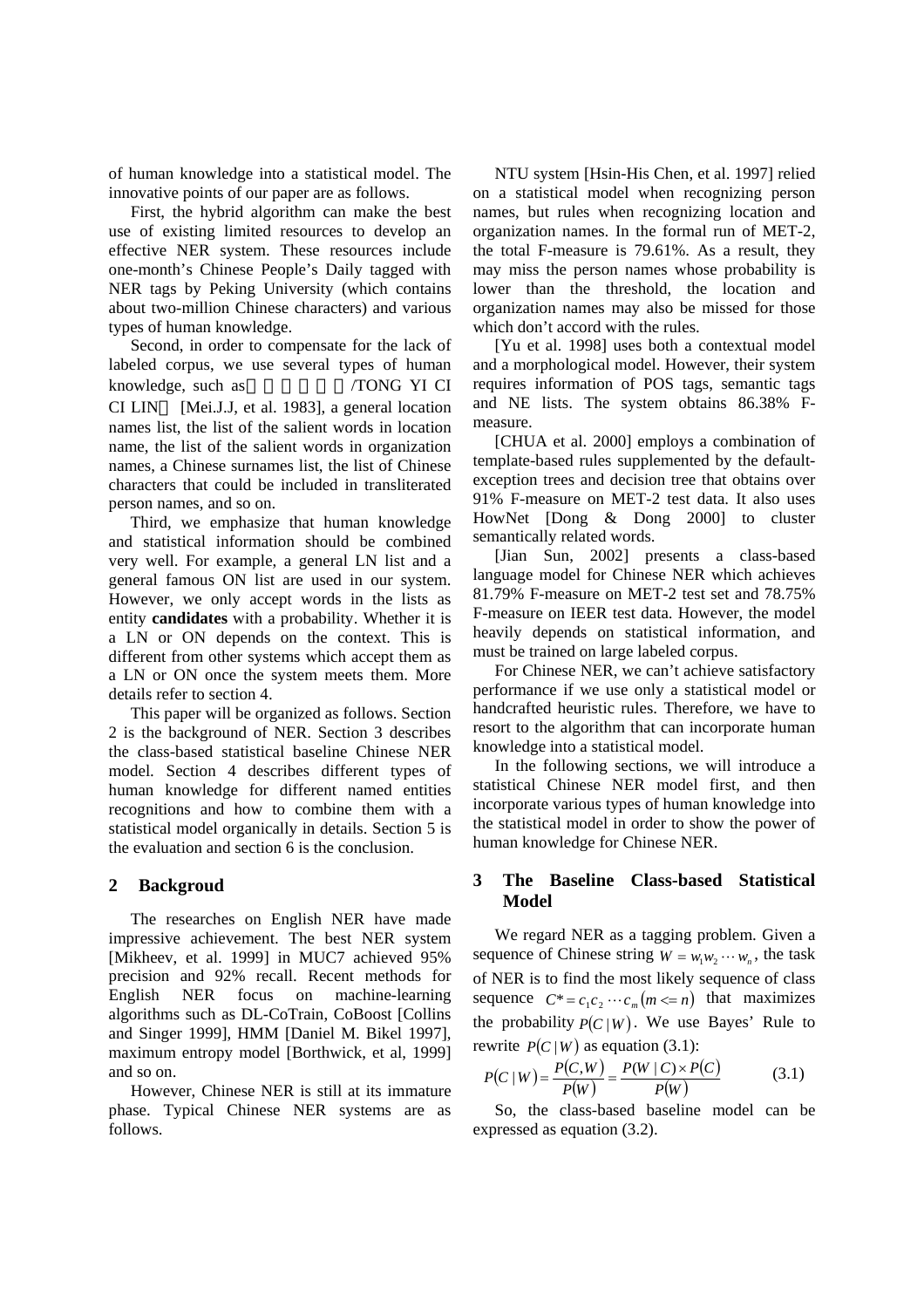of human knowledge into a statistical model. The innovative points of our paper are as follows.

First, the hybrid algorithm can make the best use of existing limited resources to develop an effective NER system. These resources include one-month's Chinese People's Daily tagged with NER tags by Peking University (which contains about two-million Chinese characters) and various types of human knowledge.

Second, in order to compensate for the lack of labeled corpus, we use several types of human knowledge, such as /TONG YI CI CI LIN [Mei.J.J, et al. 1983], a general location names list, the list of the salient words in location name, the list of the salient words in organization names, a Chinese surnames list, the list of Chinese characters that could be included in transliterated person names, and so on.

Third, we emphasize that human knowledge and statistical information should be combined very well. For example, a general LN list and a general famous ON list are used in our system. However, we only accept words in the lists as entity **candidates** with a probability. Whether it is a LN or ON depends on the context. This is different from other systems which accept them as a LN or ON once the system meets them. More details refer to section 4.

This paper will be organized as follows. Section 2 is the background of NER. Section 3 describes the class-based statistical baseline Chinese NER model. Section 4 describes different types of human knowledge for different named entities recognitions and how to combine them with a statistical model organically in details. Section 5 is the evaluation and section 6 is the conclusion.

## 2 Backgroud

The researches on English NER have made impressive achievement. The best NER system [Mikheev, et al. 1999] in MUC7 achieved 95% precision and 92% recall. Recent methods for English NER focus on machine-learning algorithms such as DL-CoTrain, CoBoost [Collins and Singer 1999], HMM [Daniel M. Bikel 1997], maximum entropy model [Borthwick, et al, 1999] and so on.

However, Chinese NER is still at its immature phase. Typical Chinese NER systems are as follows.

NTU system [Hsin-His Chen, et al. 1997] relied on a statistical model when recognizing person names, but rules when recognizing location and organization names. In the formal run of MET-2, the total F-measure is 79.61%. As a result, they may miss the person names whose probability is lower than the threshold, the location and organization names may also be missed for those which don't accord with the rules.

[Yu et al. 1998] uses both a contextual model and a morphological model. However, their system requires information of POS tags, semantic tags and NE lists. The system obtains 86.38% F-measure.

[CHUA et al. 2000] employs a combination of template-based rules supplemented by the default-exception trees and decision tree that obtains over 91% F-measure on MET-2 test data. It also uses HowNet [Dong & Dong 2000] to cluster semantically related words.

[Jian Sun, 2002] presents a class-based language model for Chinese NER which achieves 81.79% F-measure on MET-2 test set and 78.75% F-measure on IEER test data. However, the model heavily depends on statistical information, and must be trained on large labeled corpus.

For Chinese NER, we can't achieve satisfactory performance if we use only a statistical model or handcrafted heuristic rules. Therefore, we have to resort to the algorithm that can incorporate human knowledge into a statistical model.

In the following sections, we will introduce a statistical Chinese NER model first, and then incorporate various types of human knowledge into the statistical model in order to show the power of human knowledge for Chinese NER.

## 3 The Baseline Class-based Statistical Model

We regard NER as a tagging problem. Given a sequence of Chinese string $W = w_1 w_2 \cdots w_n$, the task of NER is to find the most likely sequence of class sequence $C^* = c_1 c_2 \cdots c_m (m <= n)$ that maximizes the probability $P(C \mid W)$. We use Bayes' Rule to rewrite $P(C \mid W)$ as equation (3.1):

$$P(C \mid W) = \frac{P(C,W)}{P(W)} = \frac{P(W \mid C) \times P(C)}{P(W)} \qquad (3.1)$$

So, the class-based baseline model can be expressed as equation (3.2).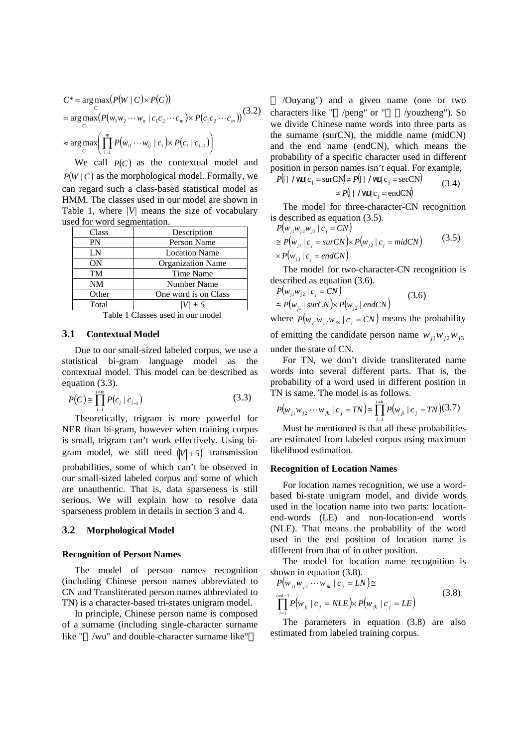$$
\begin{aligned}
C^* &= \arg\max_C \left(P(W \mid C) \times P(C)\right) \\
&= \arg\max_C \left(P(w_1 w_2 \cdots w_n \mid c_1 c_2 \cdots c_m) \times P(c_1 c_2 \cdots c_m)\right) \\
&\approx \arg\max_C \left(\prod_{i=1}^{m} P(w_{i1} \cdots w_{ij} \mid c_i) \times P(c_i \mid c_{i-1})\right)
\end{aligned} \tag{3.2}
$$

We call $P(C)$ as the contextual model and $P(W \mid C)$ as the morphological model. Formally, we can regard such a class-based statistical model as HMM. The classes used in our model are shown in Table 1, where $|V|$ means the size of vocabulary used for word segmentation.

| Class | Description |
|---|---|
| PN | Person Name |
| LN | Location Name |
| ON | Organization Name |
| TM | Time Name |
| NM | Number Name |
| Other | One word is on Class |
| Total | $\|V\| + 5$ |

Table 1 Classes used in our model

## 3.1 Contextual Model

Due to our small-sized labeled corpus, we use a statistical bi-gram language model as the contextual model. This model can be described as equation (3.3).

$$
P(C) \cong \prod_{i=1}^{i=m} P(c_i \mid c_{i-1}) \tag{3.3}
$$

Theoretically, trigram is more powerful for NER than bi-gram, however when training corpus is small, trigram can't work effectively. Using bi-gram model, we still need $(|V|+5)^2$ transmission probabilities, some of which can't be observed in our small-sized labeled corpus and some of which are unauthentic. That is, data sparseness is still serious. We will explain how to resolve data sparseness problem in details in section 3 and 4.

## 3.2 Morphological Model

### Recognition of Person Names

The model of person names recognition (including Chinese person names abbreviated to CN and Transliterated person names abbreviated to TN) is a character-based tri-states unigram model.

In principle, Chinese person name is composed of a surname (including single-character surname like "吴/wu" and double-character surname like"欧阳/Ouyang") and a given name (one or two characters like "鹏/peng" or "有政/youzheng"). So we divide Chinese name words into three parts as the surname (surCN), the middle name (midCN) and the end name (endCN), which means the probability of a specific character used in different position in person names isn't equal. For example,

$$
\begin{aligned}
P(\text{吴/wu} \mid c_j = \text{surCN}) &\neq P(\text{吴/wu} \mid c_j = sec\text{CN}) \\
&\neq P(\text{吴/wu} \mid c_j = \text{endCN})
\end{aligned} \tag{3.4}
$$

The model for three-character-CN recognition is described as equation (3.5).

$$
\begin{aligned}
&P(w_{j1} w_{j2} w_{j3} \mid c_j = CN) \\
&\cong P(w_{j1} \mid c_j = surCN) \times P(w_{j2} \mid c_j = midCN) \\
&\times P(w_{j3} \mid c_j = endCN)
\end{aligned} \tag{3.5}
$$

The model for two-character-CN recognition is described as equation (3.6).

$$
\begin{aligned}
&P(w_{j1} w_{j2} \mid c_j = CN) \\
&\cong P(w_{j1} \mid surCN) \times P(w_{j2} \mid endCN)
\end{aligned} \tag{3.6}
$$

where $P(w_{j1} w_{j2} w_{j3} \mid c_j = CN)$ means the probability of emitting the candidate person name $w_{j1} w_{j2} w_{j3}$ under the state of CN.

For TN, we don't divide transliterated name words into several different parts. That is, the probability of a word used in different position in TN is same. The model is as follows.

$$
P(w_{j1} w_{j2} \cdots w_{jk} \mid c_j = TN) \cong \prod_{i=1}^{i=k} P(w_{ji} \mid c_j = TN) \tag{3.7}
$$

Must be mentioned is that all these probabilities are estimated from labeled corpus using maximum likelihood estimation.

### Recognition of Location Names

For location names recognition, we use a word-based bi-state unigram model, and divide words used in the location name into two parts: location-end-words (LE) and non-location-end words (NLE). That means the probability of the word used in the end position of location name is different from that of in other position.

The model for location name recognition is shown in equation (3.8).

$$
\begin{aligned}
&P(w_{j1} w_{j2} \cdots w_{jk} \mid c_j = LN) \cong \\
&\prod_{i=1}^{i=k-1} P(w_{ji} \mid c_j = NLE) \times P(w_{jk} \mid c_j = LE)
\end{aligned} \tag{3.8}
$$

The parameters in equation (3.8) are also estimated from labeled training corpus.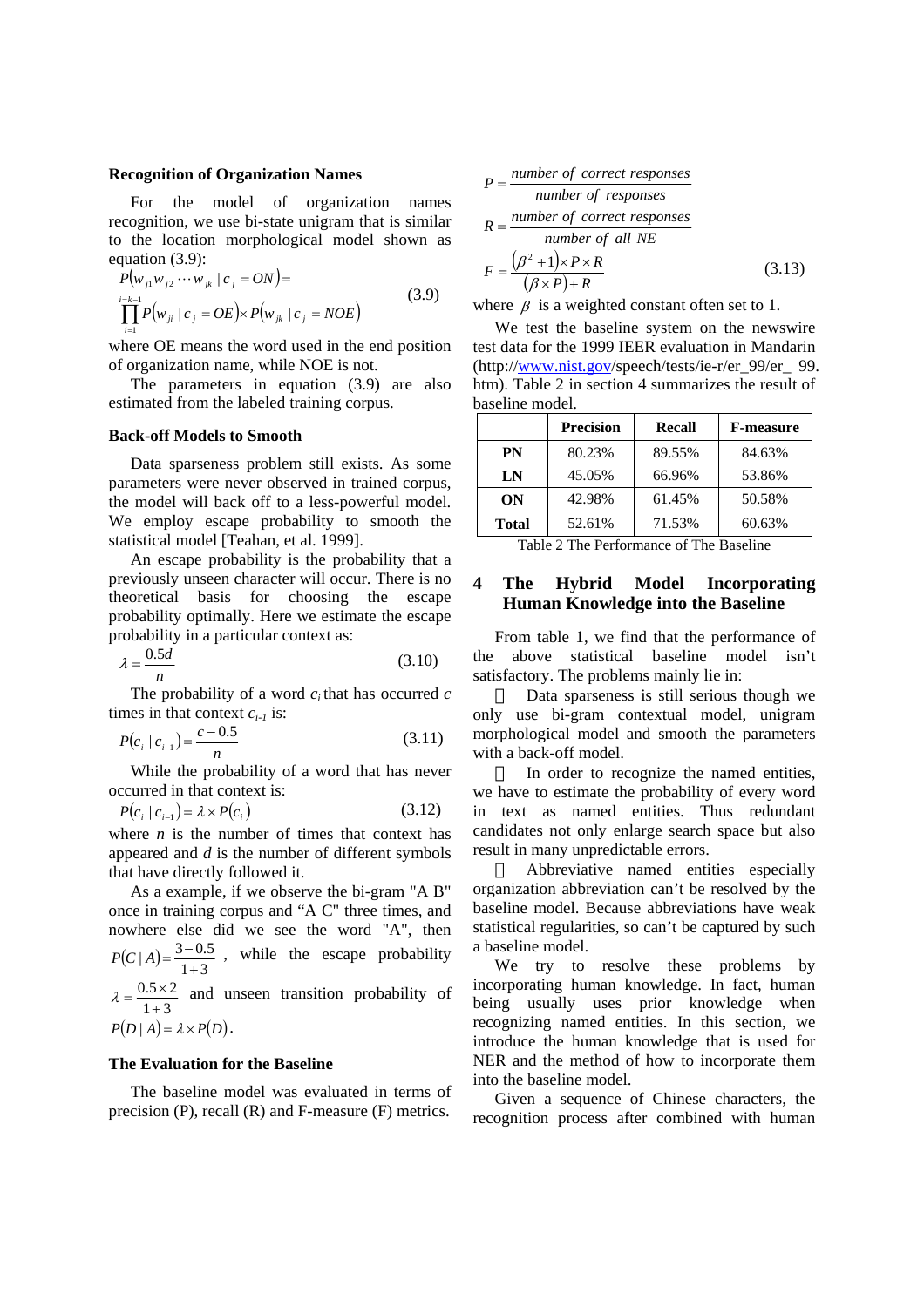**Recognition of Organization Names**

For the model of organization names recognition, we use bi-state unigram that is similar to the location morphological model shown as equation (3.9):

$$P(w_{j1}w_{j2}\cdots w_{jk} \mid c_j = ON) = \prod_{i=1}^{i=k-1} P(w_{ji} \mid c_j = OE) \times P(w_{jk} \mid c_j = NOE) \quad (3.9)$$

where OE means the word used in the end position of organization name, while NOE is not.

The parameters in equation (3.9) are also estimated from the labeled training corpus.

**Back-off Models to Smooth**

Data sparseness problem still exists. As some parameters were never observed in trained corpus, the model will back off to a less-powerful model. We employ escape probability to smooth the statistical model [Teahan, et al. 1999].

An escape probability is the probability that a previously unseen character will occur. There is no theoretical basis for choosing the escape probability optimally. Here we estimate the escape probability in a particular context as:

$$\lambda = \frac{0.5d}{n} \quad (3.10)$$

The probability of a word $c_i$ that has occurred $c$ times in that context $c_{i-1}$ is:

$$P(c_i \mid c_{i-1}) = \frac{c - 0.5}{n} \quad (3.11)$$

While the probability of a word that has never occurred in that context is:

$$P(c_i \mid c_{i-1}) = \lambda \times P(c_i) \quad (3.12)$$

where $n$ is the number of times that context has appeared and $d$ is the number of different symbols that have directly followed it.

As a example, if we observe the bi-gram "A B" once in training corpus and "A C" three times, and nowhere else did we see the word "A", then $P(C \mid A) = \frac{3 - 0.5}{1+3}$, while the escape probability $\lambda = \frac{0.5 \times 2}{1+3}$ and unseen transition probability of $P(D \mid A) = \lambda \times P(D)$.

**The Evaluation for the Baseline**

The baseline model was evaluated in terms of precision (P), recall (R) and F-measure (F) metrics.

$$P = \frac{number\ of\ correct\ responses}{number\ of\ responses}$$

$$R = \frac{number\ of\ correct\ responses}{number\ of\ all\ NE}$$

$$F = \frac{(\beta^2 + 1) \times P \times R}{(\beta \times P) + R} \quad (3.13)$$

where $\beta$ is a weighted constant often set to 1.

We test the baseline system on the newswire test data for the 1999 IEER evaluation in Mandarin (http://www.nist.gov/speech/tests/ie-r/er_99/er_ 99.htm). Table 2 in section 4 summarizes the result of baseline model.

| | Precision | Recall | F-measure |
|---|---|---|---|
| **PN** | 80.23% | 89.55% | 84.63% |
| **LN** | 45.05% | 66.96% | 53.86% |
| **ON** | 42.98% | 61.45% | 50.58% |
| **Total** | 52.61% | 71.53% | 60.63% |

Table 2 The Performance of The Baseline

## 4 The Hybrid Model Incorporating Human Knowledge into the Baseline

From table 1, we find that the performance of the above statistical baseline model isn't satisfactory. The problems mainly lie in:

- Data sparseness is still serious though we only use bi-gram contextual model, unigram morphological model and smooth the parameters with a back-off model.
- In order to recognize the named entities, we have to estimate the probability of every word in text as named entities. Thus redundant candidates not only enlarge search space but also result in many unpredictable errors.
- Abbreviative named entities especially organization abbreviation can't be resolved by the baseline model. Because abbreviations have weak statistical regularities, so can't be captured by such a baseline model.

We try to resolve these problems by incorporating human knowledge. In fact, human being usually uses prior knowledge when recognizing named entities. In this section, we introduce the human knowledge that is used for NER and the method of how to incorporate them into the baseline model.

Given a sequence of Chinese characters, the recognition process after combined with human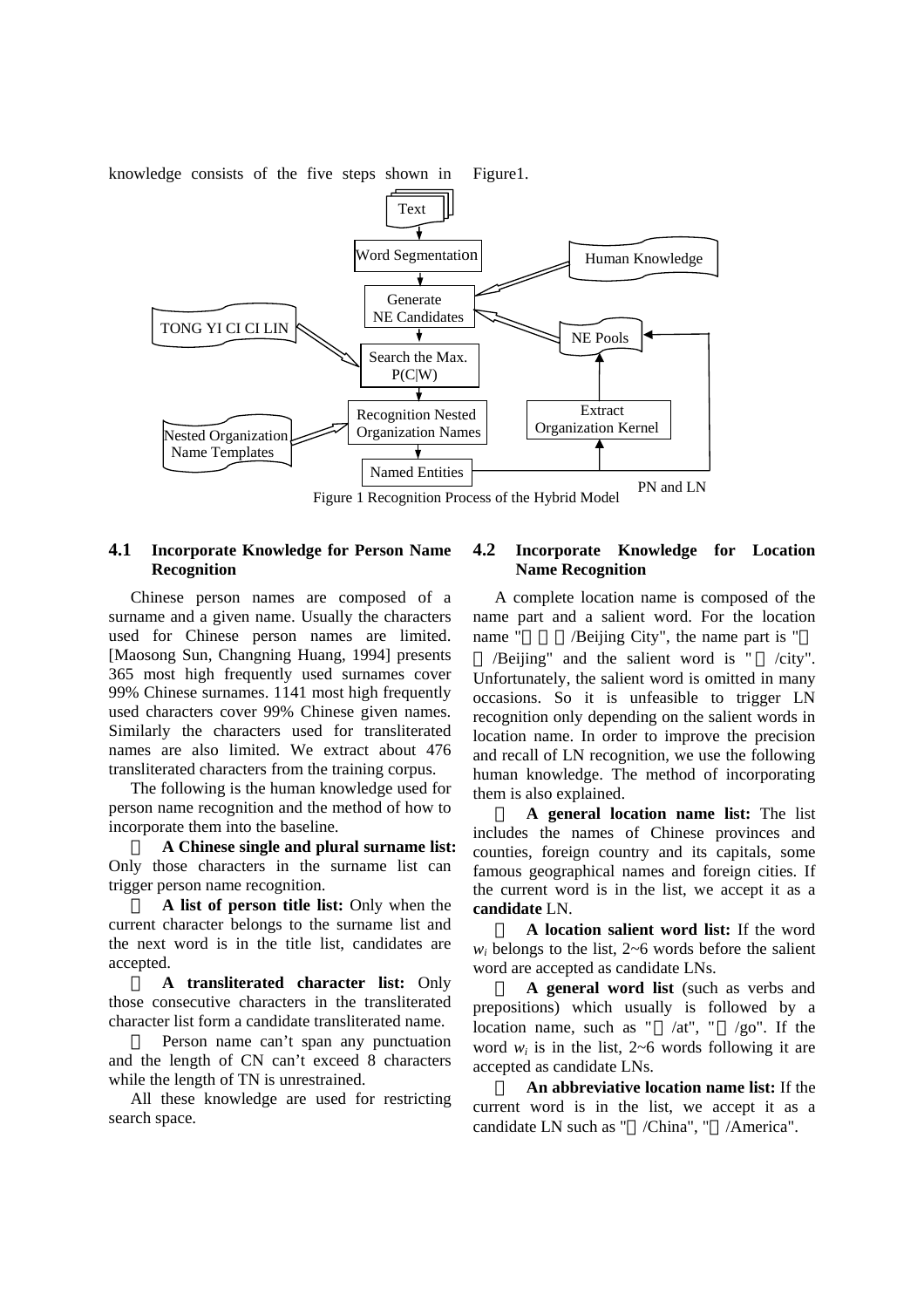knowledge consists of the five steps shown in Figure1.

Figure 1 Recognition Process of the Hybrid Model

### 4.1 Incorporate Knowledge for Person Name Recognition

Chinese person names are composed of a surname and a given name. Usually the characters used for Chinese person names are limited. [Maosong Sun, Changning Huang, 1994] presents 365 most high frequently used surnames cover 99% Chinese surnames. 1141 most high frequently used characters cover 99% Chinese given names. Similarly the characters used for transliterated names are also limited. We extract about 476 transliterated characters from the training corpus.

The following is the human knowledge used for person name recognition and the method of how to incorporate them into the baseline.

- **A Chinese single and plural surname list:** Only those characters in the surname list can trigger person name recognition.
- **A list of person title list:** Only when the current character belongs to the surname list and the next word is in the title list, candidates are accepted.
- **A transliterated character list:** Only those consecutive characters in the transliterated character list form a candidate transliterated name.
- Person name can't span any punctuation and the length of CN can't exceed 8 characters while the length of TN is unrestrained.

All these knowledge are used for restricting search space.

### 4.2 Incorporate Knowledge for Location Name Recognition

A complete location name is composed of the name part and a salient word. For the location name "北京市/Beijing City", the name part is "北京/Beijing" and the salient word is "市/city". Unfortunately, the salient word is omitted in many occasions. So it is unfeasible to trigger LN recognition only depending on the salient words in location name. In order to improve the precision and recall of LN recognition, we use the following human knowledge. The method of incorporating them is also explained.

- **A general location name list:** The list includes the names of Chinese provinces and counties, foreign country and its capitals, some famous geographical names and foreign cities. If the current word is in the list, we accept it as a **candidate** LN.
- **A location salient word list:** If the word $w_i$ belongs to the list, 2~6 words before the salient word are accepted as candidate LNs.
- **A general word list** (such as verbs and prepositions) which usually is followed by a location name, such as "在/at", "去/go". If the word $w_i$ is in the list, 2~6 words following it are accepted as candidate LNs.
- **An abbreviative location name list:** If the current word is in the list, we accept it as a candidate LN such as "中/China", "美/America".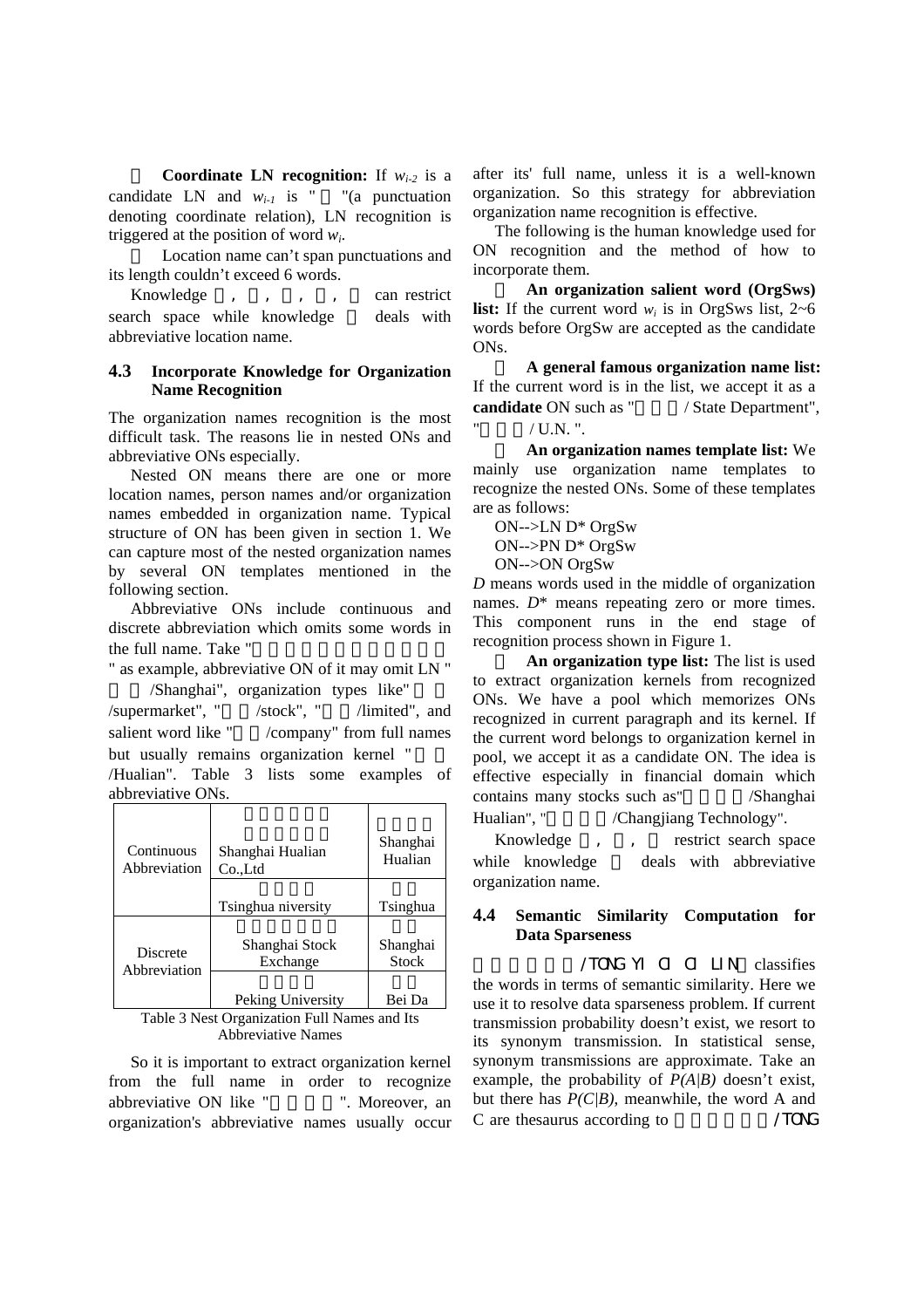**Coordinate LN recognition:** If $w_{i-2}$ is a candidate LN and $w_{i-1}$ is " "(a punctuation denoting coordinate relation), LN recognition is triggered at the position of word $w_i$.

Location name can't span punctuations and its length couldn't exceed 6 words.

Knowledge , , , , can restrict search space while knowledge deals with abbreviative location name.

### 4.3 Incorporate Knowledge for Organization Name Recognition

The organization names recognition is the most difficult task. The reasons lie in nested ONs and abbreviative ONs especially.

Nested ON means there are one or more location names, person names and/or organization names embedded in organization name. Typical structure of ON has been given in section 1. We can capture most of the nested organization names by several ON templates mentioned in the following section.

Abbreviative ONs include continuous and discrete abbreviation which omits some words in the full name. Take " " as example, abbreviative ON of it may omit LN " /Shanghai", organization types like" /supermarket", " /stock", " /limited", and salient word like " /company" from full names but usually remains organization kernel " /Hualian". Table 3 lists some examples of abbreviative ONs.

| | | |
|---|---|---|
| Continuous Abbreviation | Shanghai Hualian Co.,Ltd | Shanghai Hualian |
| | Tsinghua niversity | Tsinghua |
| Discrete Abbreviation | Shanghai Stock Exchange | Shanghai Stock |
| | Peking University | Bei Da |

Table 3 Nest Organization Full Names and Its Abbreviative Names

So it is important to extract organization kernel from the full name in order to recognize abbreviative ON like " ". Moreover, an organization's abbreviative names usually occur after its' full name, unless it is a well-known organization. So this strategy for abbreviation organization name recognition is effective.

The following is the human knowledge used for ON recognition and the method of how to incorporate them.

**An organization salient word (OrgSws) list:** If the current word $w_i$ is in OrgSws list, 2~6 words before OrgSw are accepted as the candidate ONs.

**A general famous organization name list:** If the current word is in the list, we accept it as a **candidate** ON such as " / State Department", " / U.N. ".

**An organization names template list:** We mainly use organization name templates to recognize the nested ONs. Some of these templates are as follows:

ON-->LN D* OrgSw
ON-->PN D* OrgSw
ON-->ON OrgSw

*D* means words used in the middle of organization names. *D** means repeating zero or more times. This component runs in the end stage of recognition process shown in Figure 1.

**An organization type list:** The list is used to extract organization kernels from recognized ONs. We have a pool which memorizes ONs recognized in current paragraph and its kernel. If the current word belongs to organization kernel in pool, we accept it as a candidate ON. The idea is effective especially in financial domain which contains many stocks such as" /Shanghai Hualian", " /Changjiang Technology".

Knowledge , , restrict search space while knowledge deals with abbreviative organization name.

### 4.4 Semantic Similarity Computation for Data Sparseness

/TONG YI CI CI LIN classifies the words in terms of semantic similarity. Here we use it to resolve data sparseness problem. If current transmission probability doesn't exist, we resort to its synonym transmission. In statistical sense, synonym transmissions are approximate. Take an example, the probability of $P(A|B)$ doesn't exist, but there has $P(C|B)$, meanwhile, the word A and C are thesaurus according to /TONG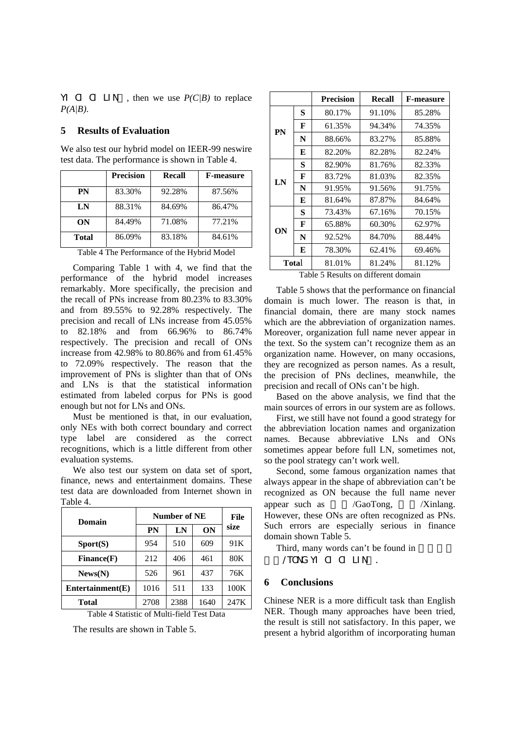YI CI CI LIN), then we use *P(C|B)* to replace *P(A|B)*.

## 5 Results of Evaluation

We also test our hybrid model on IEER-99 neswire test data. The performance is shown in Table 4.

| | Precision | Recall | F-measure |
|---|---|---|---|
| PN | 83.30% | 92.28% | 87.56% |
| LN | 88.31% | 84.69% | 86.47% |
| ON | 84.49% | 71.08% | 77.21% |
| Total | 86.09% | 83.18% | 84.61% |

Table 4 The Performance of the Hybrid Model

Comparing Table 1 with 4, we find that the performance of the hybrid model increases remarkably. More specifically, the precision and the recall of PNs increase from 80.23% to 83.30% and from 89.55% to 92.28% respectively. The precision and recall of LNs increase from 45.05% to 82.18% and from 66.96% to 86.74% respectively. The precision and recall of ONs increase from 42.98% to 80.86% and from 61.45% to 72.09% respectively. The reason that the improvement of PNs is slighter than that of ONs and LNs is that the statistical information estimated from labeled corpus for PNs is good enough but not for LNs and ONs.

Must be mentioned is that, in our evaluation, only NEs with both correct boundary and correct type label are considered as the correct recognitions, which is a little different from other evaluation systems.

We also test our system on data set of sport, finance, news and entertainment domains. These test data are downloaded from Internet shown in Table 4.

| Domain | Number of NE | | | File size |
|---|---|---|---|---|
| | PN | LN | ON | |
| Sport(S) | 954 | 510 | 609 | 91K |
| Finance(F) | 212 | 406 | 461 | 80K |
| News(N) | 526 | 961 | 437 | 76K |
| Entertainment(E) | 1016 | 511 | 133 | 100K |
| Total | 2708 | 2388 | 1640 | 247K |

Table 4 Statistic of Multi-field Test Data

The results are shown in Table 5.

| | | Precision | Recall | F-measure |
|---|---|---|---|---|
| PN | S | 80.17% | 91.10% | 85.28% |
| | F | 61.35% | 94.34% | 74.35% |
| | N | 88.66% | 83.27% | 85.88% |
| | E | 82.20% | 82.28% | 82.24% |
| LN | S | 82.90% | 81.76% | 82.33% |
| | F | 83.72% | 81.03% | 82.35% |
| | N | 91.95% | 91.56% | 91.75% |
| | E | 81.64% | 87.87% | 84.64% |
| ON | S | 73.43% | 67.16% | 70.15% |
| | F | 65.88% | 60.30% | 62.97% |
| | N | 92.52% | 84.70% | 88.44% |
| | E | 78.30% | 62.41% | 69.46% |
| Total | | 81.01% | 81.24% | 81.12% |

Table 5 Results on different domain

Table 5 shows that the performance on financial domain is much lower. The reason is that, in financial domain, there are many stock names which are the abbreviation of organization names. Moreover, organization full name never appear in the text. So the system can't recognize them as an organization name. However, on many occasions, they are recognized as person names. As a result, the precision of PNs declines, meanwhile, the precision and recall of ONs can't be high.

Based on the above analysis, we find that the main sources of errors in our system are as follows.

First, we still have not found a good strategy for the abbreviation location names and organization names. Because abbreviative LNs and ONs sometimes appear before full LN, sometimes not, so the pool strategy can't work well.

Second, some famous organization names that always appear in the shape of abbreviation can't be recognized as ON because the full name never appear such as /GaoTong, /Xinlang. However, these ONs are often recognized as PNs. Such errors are especially serious in finance domain shown Table 5.

Third, many words can't be found in /TONG YI CI CI LIN).

## 6 Conclusions

Chinese NER is a more difficult task than English NER. Though many approaches have been tried, the result is still not satisfactory. In this paper, we present a hybrid algorithm of incorporating human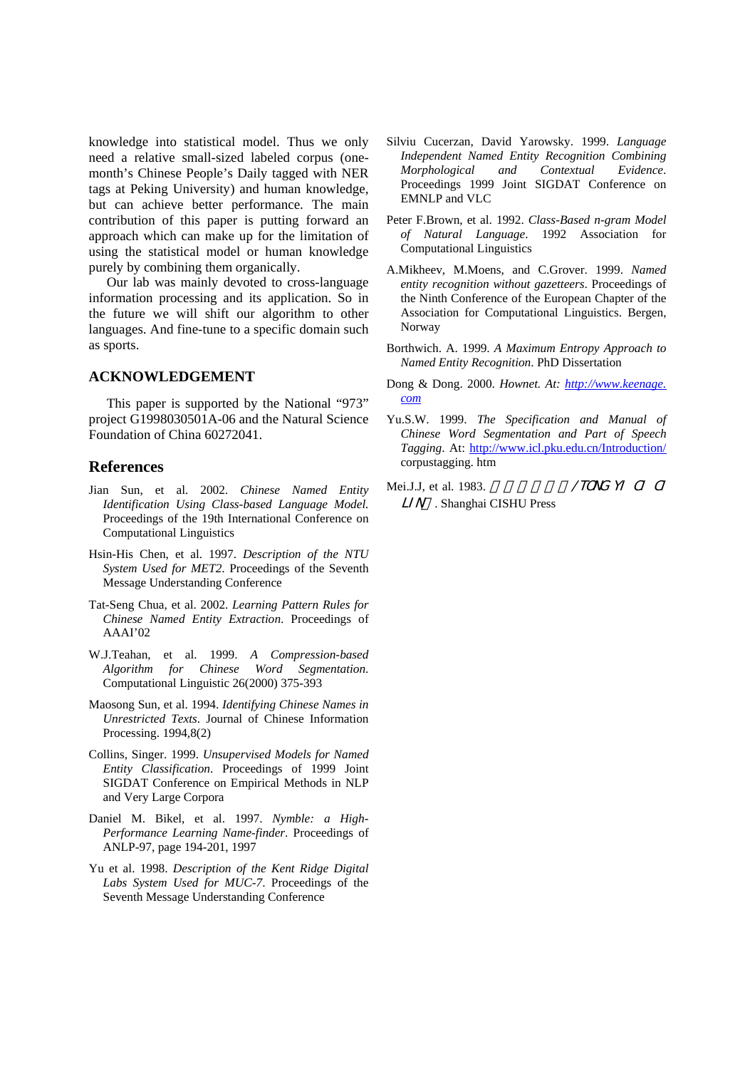knowledge into statistical model. Thus we only need a relative small-sized labeled corpus (one-month's Chinese People's Daily tagged with NER tags at Peking University) and human knowledge, but can achieve better performance. The main contribution of this paper is putting forward an approach which can make up for the limitation of using the statistical model or human knowledge purely by combining them organically.

Our lab was mainly devoted to cross-language information processing and its application. So in the future we will shift our algorithm to other languages. And fine-tune to a specific domain such as sports.

## ACKNOWLEDGEMENT

This paper is supported by the National "973" project G1998030501A-06 and the Natural Science Foundation of China 60272041.

## References

Jian Sun, et al. 2002. *Chinese Named Entity Identification Using Class-based Language Model.* Proceedings of the 19th International Conference on Computational Linguistics

Hsin-His Chen, et al. 1997. *Description of the NTU System Used for MET2.* Proceedings of the Seventh Message Understanding Conference

Tat-Seng Chua, et al. 2002. *Learning Pattern Rules for Chinese Named Entity Extraction.* Proceedings of AAAI'02

W.J.Teahan, et al. 1999. *A Compression-based Algorithm for Chinese Word Segmentation.* Computational Linguistic 26(2000) 375-393

Maosong Sun, et al. 1994. *Identifying Chinese Names in Unrestricted Texts.* Journal of Chinese Information Processing. 1994,8(2)

Collins, Singer. 1999. *Unsupervised Models for Named Entity Classification.* Proceedings of 1999 Joint SIGDAT Conference on Empirical Methods in NLP and Very Large Corpora

Daniel M. Bikel, et al. 1997. *Nymble: a High-Performance Learning Name-finder.* Proceedings of ANLP-97, page 194-201, 1997

Yu et al. 1998. *Description of the Kent Ridge Digital Labs System Used for MUC-7.* Proceedings of the Seventh Message Understanding Conference

Silviu Cucerzan, David Yarowsky. 1999. *Language Independent Named Entity Recognition Combining Morphological and Contextual Evidence.* Proceedings 1999 Joint SIGDAT Conference on EMNLP and VLC

Peter F.Brown, et al. 1992. *Class-Based n-gram Model of Natural Language.* 1992 Association for Computational Linguistics

A.Mikheev, M.Moens, and C.Grover. 1999. *Named entity recognition without gazetteers.* Proceedings of the Ninth Conference of the European Chapter of the Association for Computational Linguistics. Bergen, Norway

Borthwich. A. 1999. *A Maximum Entropy Approach to Named Entity Recognition.* PhD Dissertation

Dong & Dong. 2000. *Hownet. At: [http://www.keenage.com](http://www.keenage.com)*

Yu.S.W. 1999. *The Specification and Manual of Chinese Word Segmentation and Part of Speech Tagging.* At: [http://www.icl.pku.edu.cn/Introduction/](http://www.icl.pku.edu.cn/Introduction/) corpustagging. htm

Mei.J.J, et al. 1983. 《同义词词林》/*TONG YI CI CI LIN*》. Shanghai CISHU Press